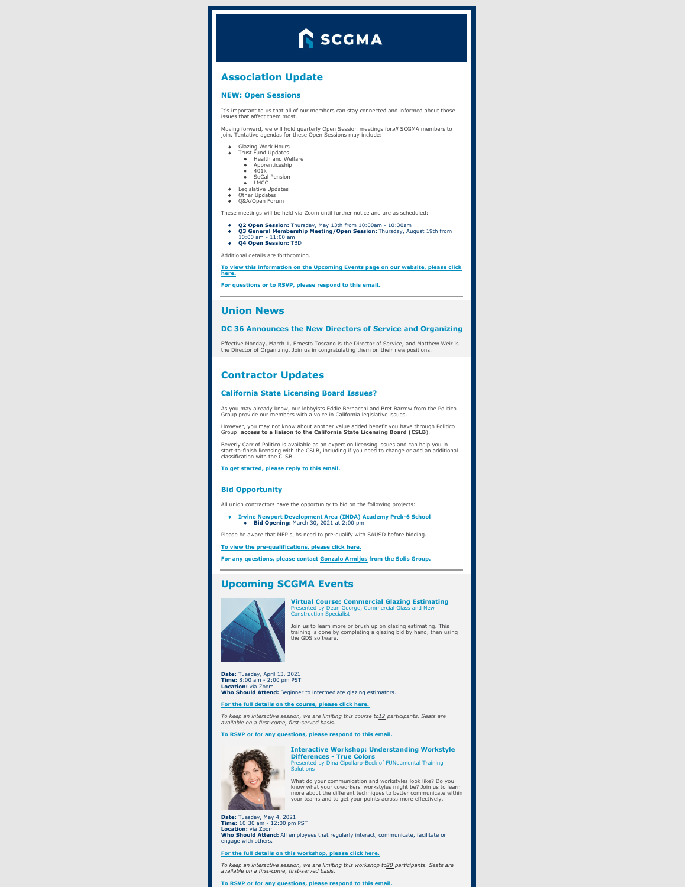# SCGMA

## Association Update

### NEW: Open Sessions

It's important to us that all of our members can stay connected and informed about those issues that affect them most.

Moving forward, we will hold quarterly Open Session meetings for *all* SCGMA members to join. Tentative agendas for these Open Sessions may include:

- Glazing Work Hours
- Trust Fund Updates
  - Health and Welfare
  - Apprenticeship
  - 401k
  - SoCal Pension
  - LMCC
- Legislative Updates
- Other Updates
- Q&A/Open Forum

These meetings will be held via Zoom until further notice and are as scheduled:

- **Q2 Open Session:** Thursday, May 13th from 10:00am - 10:30am
- **Q3 General Membership Meeting/Open Session:** Thursday, August 19th from 10:00 am - 11:00 am
- **Q4 Open Session:** TBD

Additional details are forthcoming.

**To view this information on the Upcoming Events page on our website, please click here.**

**For questions or to RSVP, please respond to this email.**

---

## Union News

### DC 36 Announces the New Directors of Service and Organizing

Effective Monday, March 1, Ernesto Toscano is the Director of Service, and Matthew Weir is the Director of Organizing. Join us in congratulating them on their new positions.

---

## Contractor Updates

### California State Licensing Board Issues?

As you may already know, our lobbyists Eddie Bernacchi and Bret Barrow from the Politico Group provide our members with a voice in California legislative issues.

However, you may not know about another value added benefit you have through Politico Group: **access to a liaison to the California State Licensing Board (CSLB)**.

Beverly Carr of Politico is available as an expert on licensing issues and can help you in start-to-finish licensing with the CSLB, including if you need to change or add an additional classification with the CLSB.

**To get started, please reply to this email.**

### Bid Opportunity

All union contractors have the opportunity to bid on the following projects:

- **Irvine Newport Development Area (INDA) Academy Prek-6 School**
  - **Bid Opening:** March 30, 2021 at 2:00 pm

Please be aware that MEP subs need to pre-qualify with SAUSD before bidding.

**To view the pre-qualifications, please click here.**

**For any questions, please contact Gonzalo Armijos from the Solis Group.**

---

## Upcoming SCGMA Events

### Virtual Course: Commercial Glazing Estimating

Presented by Dean George, Commercial Glass and New Construction Specialist

Join us to learn more or brush up on glazing estimating. This training is done by completing a glazing bid by hand, then using the GDS software.

**Date:** Tuesday, April 13, 2021
**Time:** 8:00 am - 2:00 pm PST
**Location:** via Zoom
**Who Should Attend:** Beginner to intermediate glazing estimators.

**For the full details on the course, please click here.**

*To keep an interactive session, we are limiting this course to 12 participants. Seats are available on a first-come, first-served basis.*

**To RSVP or for any questions, please respond to this email.**

### Interactive Workshop: Understanding Workstyle Differences - True Colors

Presented by Dina Cipollaro-Beck of FUNdamental Training Solutions

What do your communication and workstyles look like? Do you know what your coworkers' workstyles might be? Join us to learn more about the different techniques to better communicate within your teams and to get your points across more effectively.

**Date:** Tuesday, May 4, 2021
**Time:** 10:30 am - 12:00 pm PST
**Location:** via Zoom
**Who Should Attend:** All employees that regularly interact, communicate, facilitate or engage with others.

**For the full details on this workshop, please click here.**

*To keep an interactive session, we are limiting this workshop to 20 participants. Seats are available on a first-come, first-served basis.*

**To RSVP or for any questions, please respond to this email.**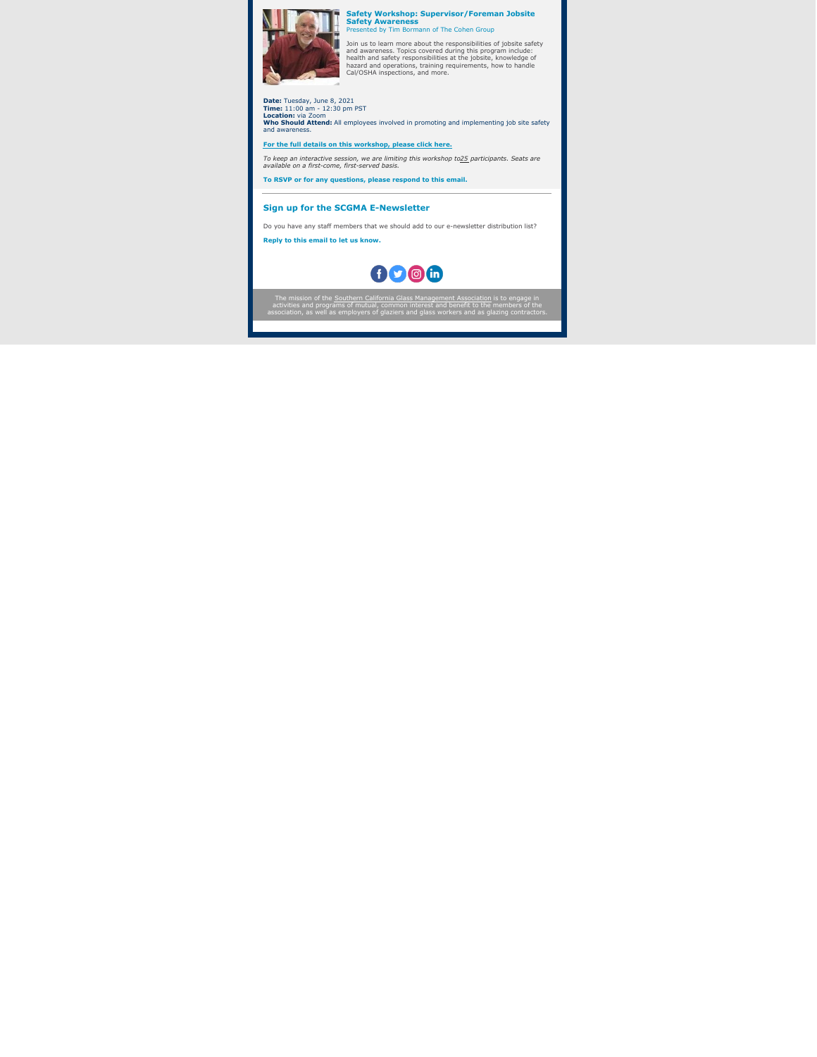### Safety Workshop: Supervisor/Foreman Jobsite Safety Awareness

Presented by Tim Bormann of The Cohen Group

Join us to learn more about the responsibilities of jobsite safety and awareness. Topics covered during this program include: health and safety responsibilities at the jobsite, knowledge of hazard and operations, training requirements, how to handle Cal/OSHA inspections, and more.

**Date:** Tuesday, June 8, 2021
**Time:** 11:00 am - 12:30 pm PST
**Location:** via Zoom
**Who Should Attend:** All employees involved in promoting and implementing job site safety and awareness.

**For the full details on this workshop, please click here.**

*To keep an interactive session, we are limiting this workshop to 25 participants. Seats are available on a first-come, first-served basis.*

**To RSVP or for any questions, please respond to this email.**

---

## Sign up for the SCGMA E-Newsletter

Do you have any staff members that we should add to our e-newsletter distribution list?

**Reply to this email to let us know.**

The mission of the Southern California Glass Management Association is to engage in activities and programs of mutual, common interest and benefit to the members of the association, as well as employers of glaziers and glass workers and as glazing contractors.